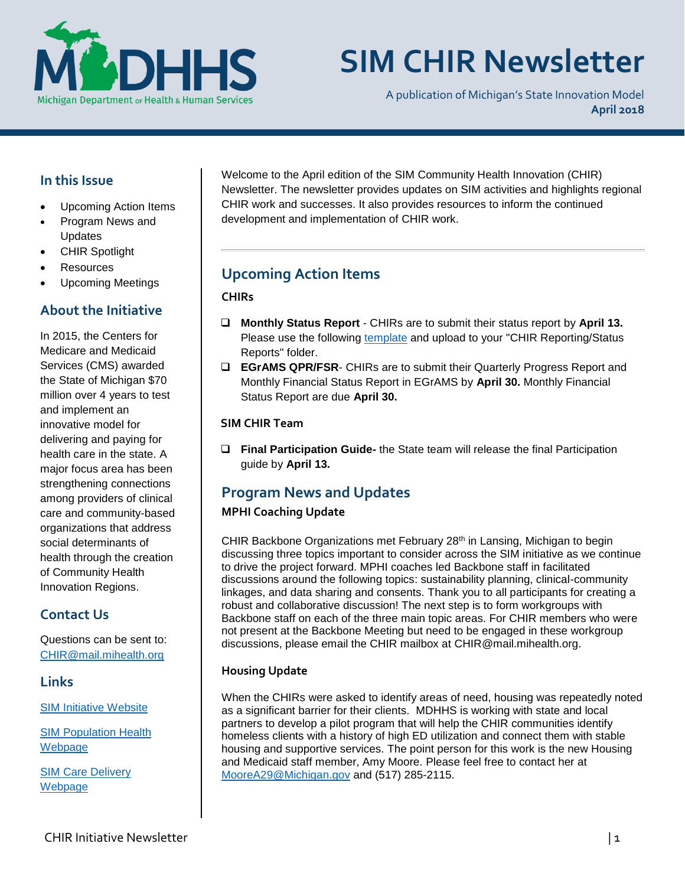# SIM CHIR Newsletter

A publication of Michigan's State Innovation Model
**April 2018**

## In this Issue

- Upcoming Action Items
- Program News and Updates
- CHIR Spotlight
- Resources
- Upcoming Meetings

## About the Initiative

In 2015, the Centers for Medicare and Medicaid Services (CMS) awarded the State of Michigan $70 million over 4 years to test and implement an innovative model for delivering and paying for health care in the state. A major focus area has been strengthening connections among providers of clinical care and community-based organizations that address social determinants of health through the creation of Community Health Innovation Regions.

## Contact Us

Questions can be sent to:
CHIR@mail.mihealth.org

## Links

SIM Initiative Website

SIM Population Health Webpage

SIM Care Delivery Webpage

---

Welcome to the April edition of the SIM Community Health Innovation (CHIR) Newsletter. The newsletter provides updates on SIM activities and highlights regional CHIR work and successes. It also provides resources to inform the continued development and implementation of CHIR work.

## Upcoming Action Items

### CHIRs

- **Monthly Status Report** - CHIRs are to submit their status report by **April 13.** Please use the following template and upload to your "CHIR Reporting/Status Reports" folder.
- **EGrAMS QPR/FSR**- CHIRs are to submit their Quarterly Progress Report and Monthly Financial Status Report in EGrAMS by **April 30.** Monthly Financial Status Report are due **April 30.**

### SIM CHIR Team

- **Final Participation Guide-** the State team will release the final Participation guide by **April 13.**

## Program News and Updates

### MPHI Coaching Update

CHIR Backbone Organizations met February 28th in Lansing, Michigan to begin discussing three topics important to consider across the SIM initiative as we continue to drive the project forward. MPHI coaches led Backbone staff in facilitated discussions around the following topics: sustainability planning, clinical-community linkages, and data sharing and consents. Thank you to all participants for creating a robust and collaborative discussion! The next step is to form workgroups with Backbone staff on each of the three main topic areas. For CHIR members who were not present at the Backbone Meeting but need to be engaged in these workgroup discussions, please email the CHIR mailbox at CHIR@mail.mihealth.org.

### Housing Update

When the CHIRs were asked to identify areas of need, housing was repeatedly noted as a significant barrier for their clients. MDHHS is working with state and local partners to develop a pilot program that will help the CHIR communities identify homeless clients with a history of high ED utilization and connect them with stable housing and supportive services. The point person for this work is the new Housing and Medicaid staff member, Amy Moore. Please feel free to contact her at MooreA29@Michigan.gov and (517) 285-2115.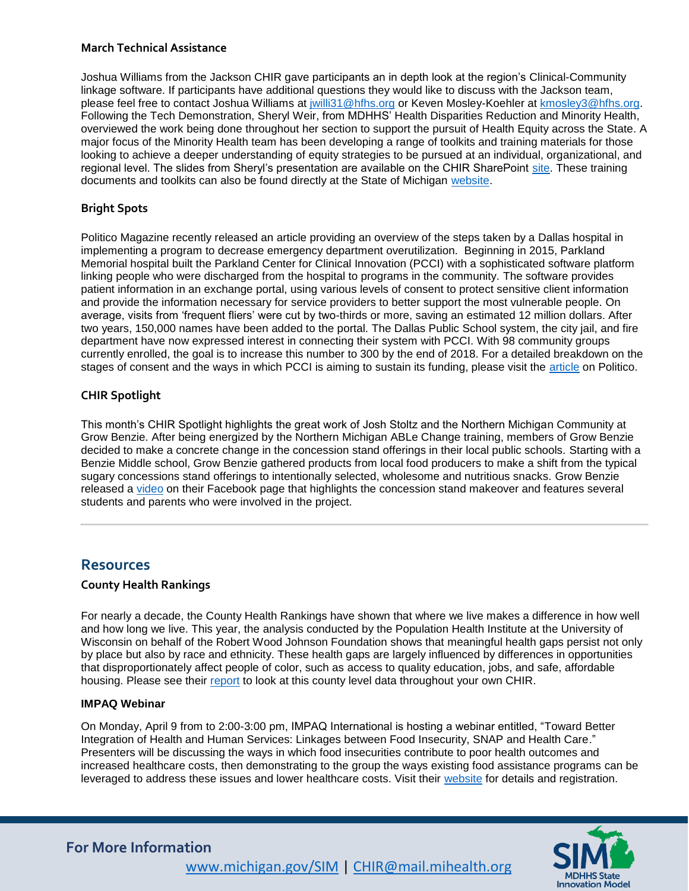### March Technical Assistance

Joshua Williams from the Jackson CHIR gave participants an in depth look at the region's Clinical-Community linkage software. If participants have additional questions they would like to discuss with the Jackson team, please feel free to contact Joshua Williams at jwilli31@hfhs.org or Keven Mosley-Koehler at kmosley3@hfhs.org. Following the Tech Demonstration, Sheryl Weir, from MDHHS' Health Disparities Reduction and Minority Health, overviewed the work being done throughout her section to support the pursuit of Health Equity across the State. A major focus of the Minority Health team has been developing a range of toolkits and training materials for those looking to achieve a deeper understanding of equity strategies to be pursued at an individual, organizational, and regional level. The slides from Sheryl's presentation are available on the CHIR SharePoint site. These training documents and toolkits can also be found directly at the State of Michigan website.

### Bright Spots

Politico Magazine recently released an article providing an overview of the steps taken by a Dallas hospital in implementing a program to decrease emergency department overutilization. Beginning in 2015, Parkland Memorial hospital built the Parkland Center for Clinical Innovation (PCCI) with a sophisticated software platform linking people who were discharged from the hospital to programs in the community. The software provides patient information in an exchange portal, using various levels of consent to protect sensitive client information and provide the information necessary for service providers to better support the most vulnerable people. On average, visits from 'frequent fliers' were cut by two-thirds or more, saving an estimated 12 million dollars. After two years, 150,000 names have been added to the portal. The Dallas Public School system, the city jail, and fire department have now expressed interest in connecting their system with PCCI. With 98 community groups currently enrolled, the goal is to increase this number to 300 by the end of 2018. For a detailed breakdown on the stages of consent and the ways in which PCCI is aiming to sustain its funding, please visit the article on Politico.

### CHIR Spotlight

This month's CHIR Spotlight highlights the great work of Josh Stoltz and the Northern Michigan Community at Grow Benzie. After being energized by the Northern Michigan ABLe Change training, members of Grow Benzie decided to make a concrete change in the concession stand offerings in their local public schools. Starting with a Benzie Middle school, Grow Benzie gathered products from local food producers to make a shift from the typical sugary concessions stand offerings to intentionally selected, wholesome and nutritious snacks. Grow Benzie released a video on their Facebook page that highlights the concession stand makeover and features several students and parents who were involved in the project.

---

## Resources

### County Health Rankings

For nearly a decade, the County Health Rankings have shown that where we live makes a difference in how well and how long we live. This year, the analysis conducted by the Population Health Institute at the University of Wisconsin on behalf of the Robert Wood Johnson Foundation shows that meaningful health gaps persist not only by place but also by race and ethnicity. These health gaps are largely influenced by differences in opportunities that disproportionately affect people of color, such as access to quality education, jobs, and safe, affordable housing. Please see their report to look at this county level data throughout your own CHIR.

### IMPAQ Webinar

On Monday, April 9 from to 2:00-3:00 pm, IMPAQ International is hosting a webinar entitled, "Toward Better Integration of Health and Human Services: Linkages between Food Insecurity, SNAP and Health Care." Presenters will be discussing the ways in which food insecurities contribute to poor health outcomes and increased healthcare costs, then demonstrating to the group the ways existing food assistance programs can be leveraged to address these issues and lower healthcare costs. Visit their website for details and registration.

## For More Information

www.michigan.gov/SIM | CHIR@mail.mihealth.org

SIM MDHHS State Innovation Model